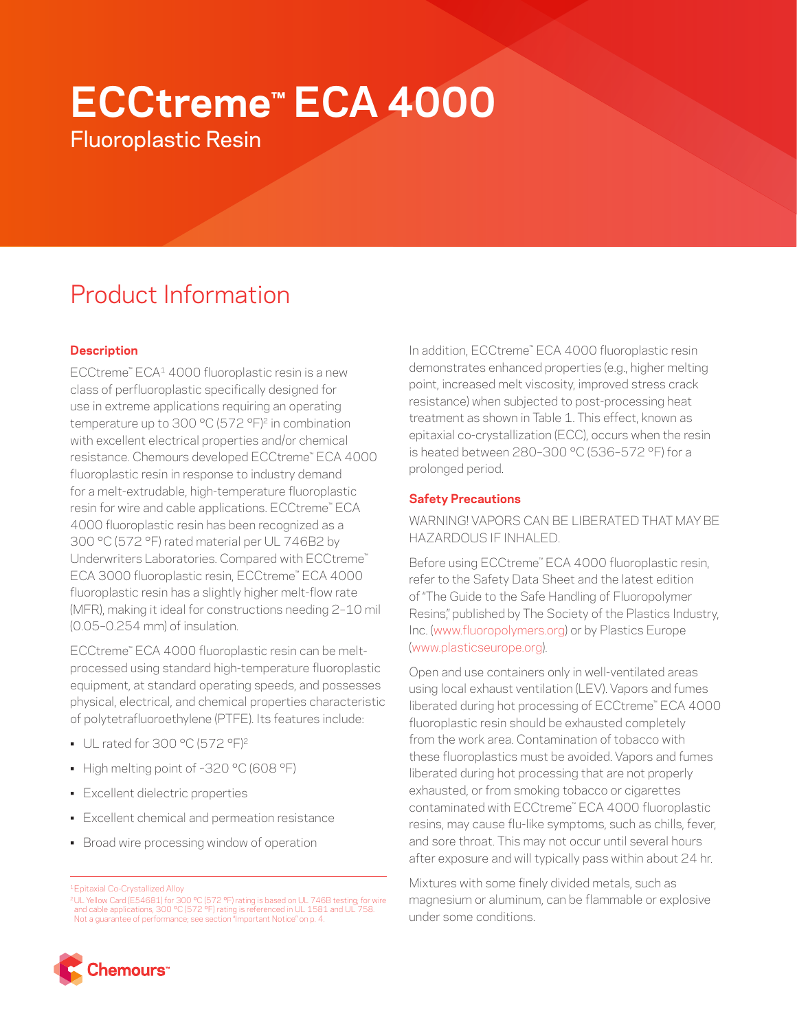# ECCtreme™ ECA 4000

Fluoroplastic Resin

## Product Information

### Description

ECCtreme™ ECA[1] 4000 fluoroplastic resin is a new class of perfluoroplastic specifically designed for use in extreme applications requiring an operating temperature up to 300 °C (572 °F)[2] in combination with excellent electrical properties and/or chemical resistance. Chemours developed ECCtreme™ ECA 4000 fluoroplastic resin in response to industry demand for a melt-extrudable, high-temperature fluoroplastic resin for wire and cable applications. ECCtreme™ ECA 4000 fluoroplastic resin has been recognized as a 300 °C (572 °F) rated material per UL 746B2 by Underwriters Laboratories. Compared with ECCtreme™ ECA 3000 fluoroplastic resin, ECCtreme™ ECA 4000 fluoroplastic resin has a slightly higher melt-flow rate (MFR), making it ideal for constructions needing 2–10 mil (0.05–0.254 mm) of insulation.

ECCtreme™ ECA 4000 fluoroplastic resin can be melt-processed using standard high-temperature fluoroplastic equipment, at standard operating speeds, and possesses physical, electrical, and chemical properties characteristic of polytetrafluoroethylene (PTFE). Its features include:

- UL rated for 300 °C (572 °F)[2]
- High melting point of ~320 °C (608 °F)
- Excellent dielectric properties
- Excellent chemical and permeation resistance
- Broad wire processing window of operation

[1] Epitaxial Co-Crystallized Alloy

[2] UL Yellow Card (E54681) for 300 °C (572 °F) rating is based on UL 746B testing; for wire and cable applications, 300 °C (572 °F) rating is referenced in UL 1581 and UL 758. Not a guarantee of performance; see section "Important Notice" on p. 4.

In addition, ECCtreme™ ECA 4000 fluoroplastic resin demonstrates enhanced properties (e.g., higher melting point, increased melt viscosity, improved stress crack resistance) when subjected to post-processing heat treatment as shown in Table 1. This effect, known as epitaxial co-crystallization (ECC), occurs when the resin is heated between 280–300 °C (536–572 °F) for a prolonged period.

### Safety Precautions

WARNING! VAPORS CAN BE LIBERATED THAT MAY BE HAZARDOUS IF INHALED.

Before using ECCtreme™ ECA 4000 fluoroplastic resin, refer to the Safety Data Sheet and the latest edition of "The Guide to the Safe Handling of Fluoropolymer Resins," published by The Society of the Plastics Industry, Inc. (www.fluoropolymers.org) or by Plastics Europe (www.plasticseurope.org).

Open and use containers only in well-ventilated areas using local exhaust ventilation (LEV). Vapors and fumes liberated during hot processing of ECCtreme™ ECA 4000 fluoroplastic resin should be exhausted completely from the work area. Contamination of tobacco with these fluoroplastics must be avoided. Vapors and fumes liberated during hot processing that are not properly exhausted, or from smoking tobacco or cigarettes contaminated with ECCtreme™ ECA 4000 fluoroplastic resins, may cause flu-like symptoms, such as chills, fever, and sore throat. This may not occur until several hours after exposure and will typically pass within about 24 hr.

Mixtures with some finely divided metals, such as magnesium or aluminum, can be flammable or explosive under some conditions.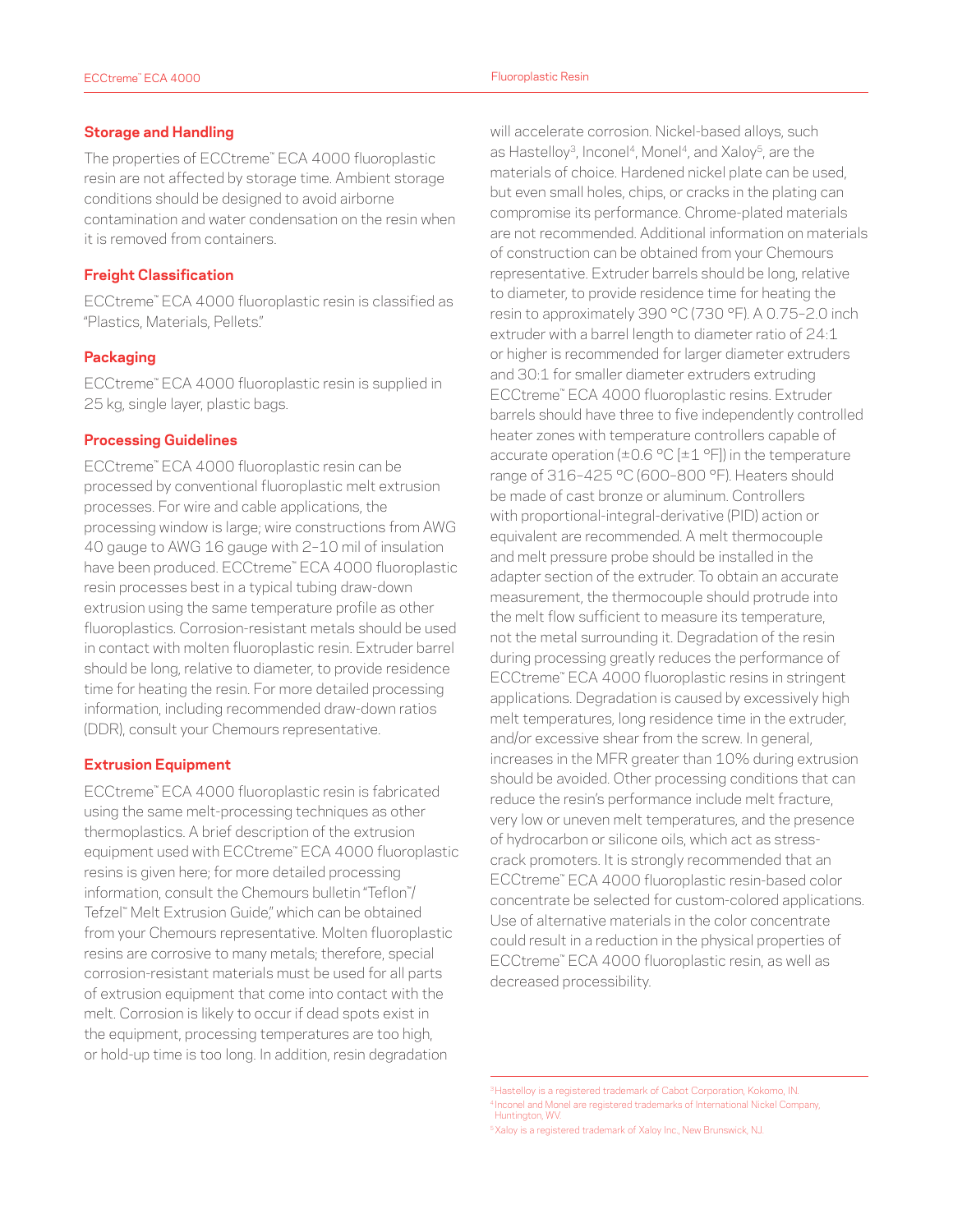## Storage and Handling

The properties of ECCtreme™ ECA 4000 fluoroplastic resin are not affected by storage time. Ambient storage conditions should be designed to avoid airborne contamination and water condensation on the resin when it is removed from containers.

## Freight Classification

ECCtreme™ ECA 4000 fluoroplastic resin is classified as "Plastics, Materials, Pellets."

## Packaging

ECCtreme™ ECA 4000 fluoroplastic resin is supplied in 25 kg, single layer, plastic bags.

## Processing Guidelines

ECCtreme™ ECA 4000 fluoroplastic resin can be processed by conventional fluoroplastic melt extrusion processes. For wire and cable applications, the processing window is large; wire constructions from AWG 40 gauge to AWG 16 gauge with 2–10 mil of insulation have been produced. ECCtreme™ ECA 4000 fluoroplastic resin processes best in a typical tubing draw-down extrusion using the same temperature profile as other fluoroplastics. Corrosion-resistant metals should be used in contact with molten fluoroplastic resin. Extruder barrel should be long, relative to diameter, to provide residence time for heating the resin. For more detailed processing information, including recommended draw-down ratios (DDR), consult your Chemours representative.

## Extrusion Equipment

ECCtreme™ ECA 4000 fluoroplastic resin is fabricated using the same melt-processing techniques as other thermoplastics. A brief description of the extrusion equipment used with ECCtreme™ ECA 4000 fluoroplastic resins is given here; for more detailed processing information, consult the Chemours bulletin "Teflon™/Tefzel™ Melt Extrusion Guide," which can be obtained from your Chemours representative. Molten fluoroplastic resins are corrosive to many metals; therefore, special corrosion-resistant materials must be used for all parts of extrusion equipment that come into contact with the melt. Corrosion is likely to occur if dead spots exist in the equipment, processing temperatures are too high, or hold-up time is too long. In addition, resin degradation will accelerate corrosion. Nickel-based alloys, such as Hastelloy[3], Inconel[4], Monel[4], and Xaloy[5], are the materials of choice. Hardened nickel plate can be used, but even small holes, chips, or cracks in the plating can compromise its performance. Chrome-plated materials are not recommended. Additional information on materials of construction can be obtained from your Chemours representative. Extruder barrels should be long, relative to diameter, to provide residence time for heating the resin to approximately 390 °C (730 °F). A 0.75–2.0 inch extruder with a barrel length to diameter ratio of 24:1 or higher is recommended for larger diameter extruders and 30:1 for smaller diameter extruders extruding ECCtreme™ ECA 4000 fluoroplastic resins. Extruder barrels should have three to five independently controlled heater zones with temperature controllers capable of accurate operation (±0.6 °C [±1 °F]) in the temperature range of 316–425 °C (600–800 °F). Heaters should be made of cast bronze or aluminum. Controllers with proportional-integral-derivative (PID) action or equivalent are recommended. A melt thermocouple and melt pressure probe should be installed in the adapter section of the extruder. To obtain an accurate measurement, the thermocouple should protrude into the melt flow sufficient to measure its temperature, not the metal surrounding it. Degradation of the resin during processing greatly reduces the performance of ECCtreme™ ECA 4000 fluoroplastic resins in stringent applications. Degradation is caused by excessively high melt temperatures, long residence time in the extruder, and/or excessive shear from the screw. In general, increases in the MFR greater than 10% during extrusion should be avoided. Other processing conditions that can reduce the resin's performance include melt fracture, very low or uneven melt temperatures, and the presence of hydrocarbon or silicone oils, which act as stress-crack promoters. It is strongly recommended that an ECCtreme™ ECA 4000 fluoroplastic resin-based color concentrate be selected for custom-colored applications. Use of alternative materials in the color concentrate could result in a reduction in the physical properties of ECCtreme™ ECA 4000 fluoroplastic resin, as well as decreased processibility.

---

[3] Hastelloy is a registered trademark of Cabot Corporation, Kokomo, IN.

[4] Inconel and Monel are registered trademarks of International Nickel Company, Huntington, WV.

[5] Xaloy is a registered trademark of Xaloy Inc., New Brunswick, NJ.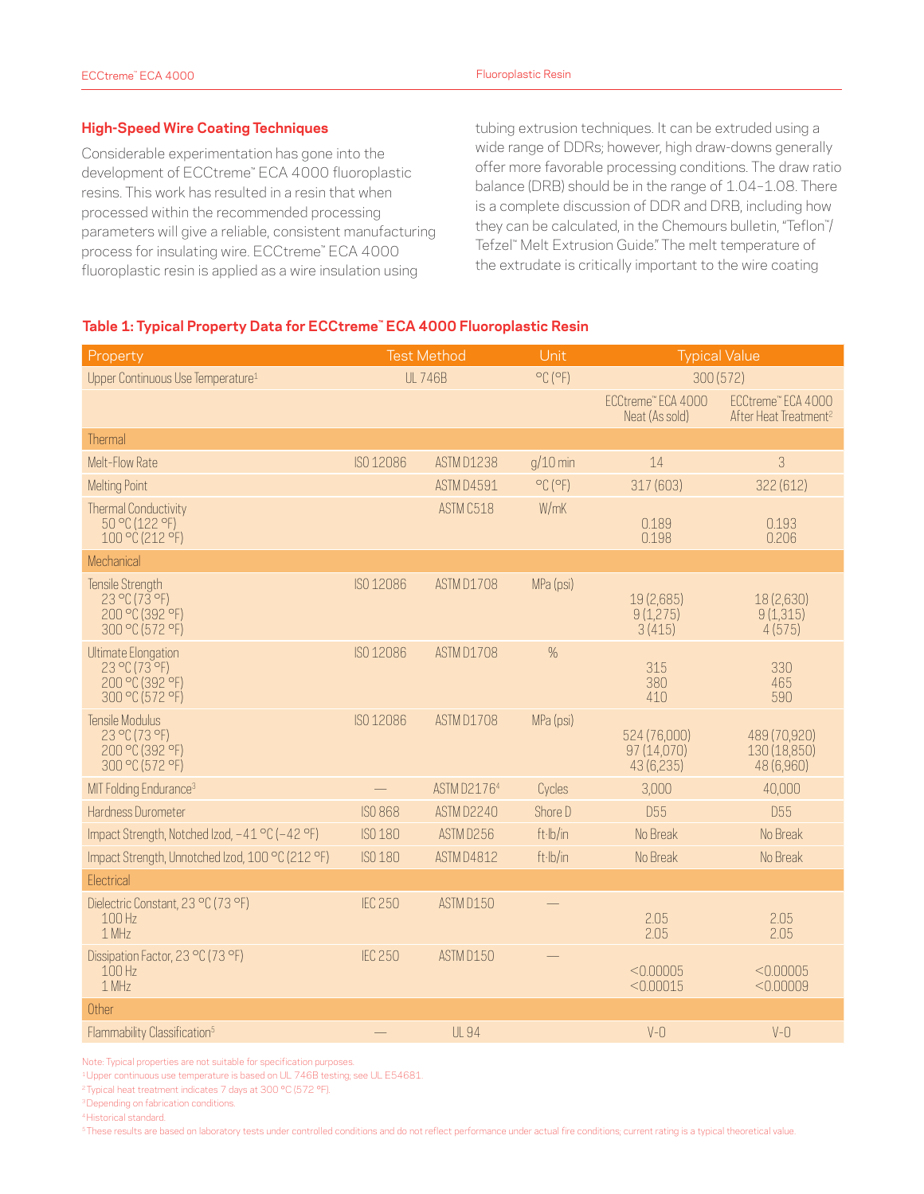## High-Speed Wire Coating Techniques

Considerable experimentation has gone into the development of ECCtreme™ ECA 4000 fluoroplastic resins. This work has resulted in a resin that when processed within the recommended processing parameters will give a reliable, consistent manufacturing process for insulating wire. ECCtreme™ ECA 4000 fluoroplastic resin is applied as a wire insulation using tubing extrusion techniques. It can be extruded using a wide range of DDRs; however, high draw-downs generally offer more favorable processing conditions. The draw ratio balance (DRB) should be in the range of 1.04–1.08. There is a complete discussion of DDR and DRB, including how they can be calculated, in the Chemours bulletin, "Teflon™/ Tefzel™ Melt Extrusion Guide." The melt temperature of the extrudate is critically important to the wire coating

**Table 1: Typical Property Data for ECCtreme™ ECA 4000 Fluoroplastic Resin**

| Property | Test Method | | Unit | Typical Value | |
|---|---|---|---|---|---|
| Upper Continuous Use Temperature[1] | UL 746B | | °C (°F) | 300 (572) | |
| | | | | ECCtreme™ ECA 4000 Neat (As sold) | ECCtreme™ ECA 4000 After Heat Treatment[2] |
| **Thermal** | | | | | |
| Melt-Flow Rate | ISO 12086 | ASTM D1238 | g/10 min | 14 | 3 |
| Melting Point | | ASTM D4591 | °C (°F) | 317 (603) | 322 (612) |
| Thermal Conductivity<br>50 °C (122 °F)<br>100 °C (212 °F) | | ASTM C518 | W/mK | <br>0.189<br>0.198 | <br>0.193<br>0.206 |
| **Mechanical** | | | | | |
| Tensile Strength<br>23 °C (73 °F)<br>200 °C (392 °F)<br>300 °C (572 °F) | ISO 12086 | ASTM D1708 | MPa (psi) | <br>19 (2,685)<br>9 (1,275)<br>3 (415) | <br>18 (2,630)<br>9 (1,315)<br>4 (575) |
| Ultimate Elongation<br>23 °C (73 °F)<br>200 °C (392 °F)<br>300 °C (572 °F) | ISO 12086 | ASTM D1708 | % | <br>315<br>380<br>410 | <br>330<br>465<br>590 |
| Tensile Modulus<br>23 °C (73 °F)<br>200 °C (392 °F)<br>300 °C (572 °F) | ISO 12086 | ASTM D1708 | MPa (psi) | <br>524 (76,000)<br>97 (14,070)<br>43 (6,235) | <br>489 (70,920)<br>130 (18,850)<br>48 (6,960) |
| MIT Folding Endurance[3] | — | ASTM D2176[4] | Cycles | 3,000 | 40,000 |
| Hardness Durometer | ISO 868 | ASTM D2240 | Shore D | D55 | D55 |
| Impact Strength, Notched Izod, −41 °C (−42 °F) | ISO 180 | ASTM D256 | ft·lb/in | No Break | No Break |
| Impact Strength, Unnotched Izod, 100 °C (212 °F) | ISO 180 | ASTM D4812 | ft·lb/in | No Break | No Break |
| **Electrical** | | | | | |
| Dielectric Constant, 23 °C (73 °F)<br>100 Hz<br>1 MHz | IEC 250 | ASTM D150 | — | <br>2.05<br>2.05 | <br>2.05<br>2.05 |
| Dissipation Factor, 23 °C (73 °F)<br>100 Hz<br>1 MHz | IEC 250 | ASTM D150 | — | <br><0.00005<br><0.00015 | <br><0.00005<br><0.00009 |
| **Other** | | | | | |
| Flammability Classification[5] | — | UL 94 | | V-0 | V-0 |

Note: Typical properties are not suitable for specification purposes.

[1] Upper continuous use temperature is based on UL 746B testing; see UL E54681.

[2] Typical heat treatment indicates 7 days at 300 °C (572 °F).

[3] Depending on fabrication conditions.

[4] Historical standard.

[5] These results are based on laboratory tests under controlled conditions and do not reflect performance under actual fire conditions; current rating is a typical theoretical value.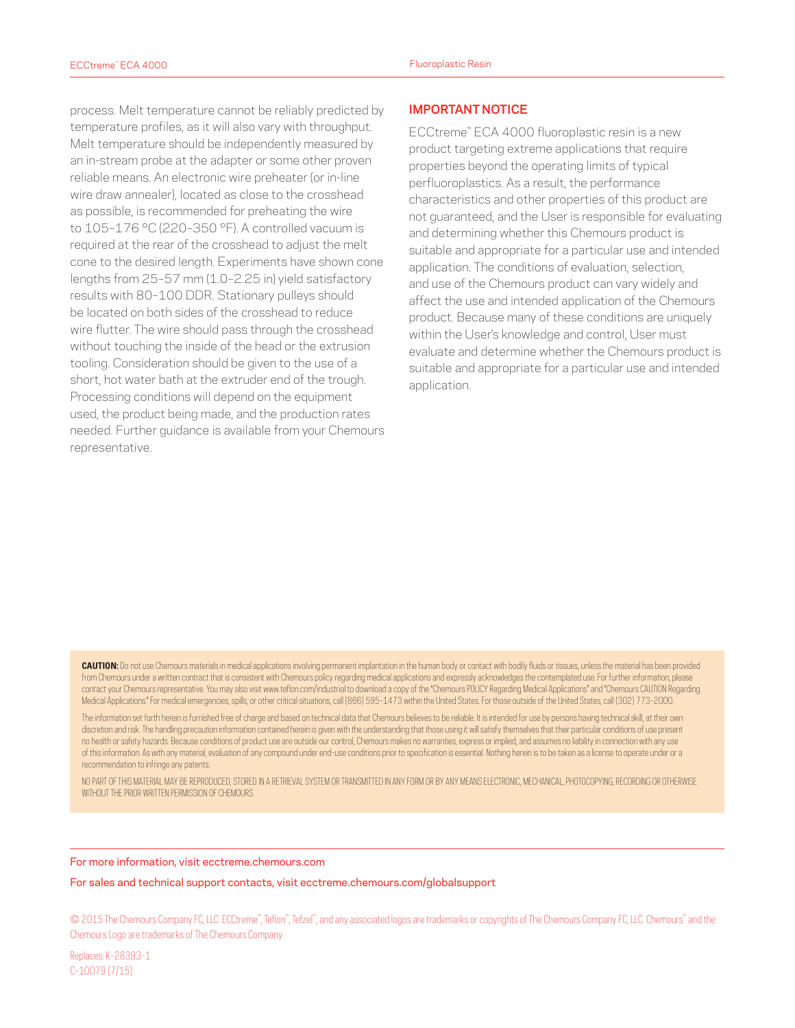process. Melt temperature cannot be reliably predicted by temperature profiles, as it will also vary with throughput. Melt temperature should be independently measured by an in-stream probe at the adapter or some other proven reliable means. An electronic wire preheater (or in-line wire draw annealer), located as close to the crosshead as possible, is recommended for preheating the wire to 105–176 °C (220–350 °F). A controlled vacuum is required at the rear of the crosshead to adjust the melt cone to the desired length. Experiments have shown cone lengths from 25–57 mm (1.0–2.25 in) yield satisfactory results with 80–100 DDR. Stationary pulleys should be located on both sides of the crosshead to reduce wire flutter. The wire should pass through the crosshead without touching the inside of the head or the extrusion tooling. Consideration should be given to the use of a short, hot water bath at the extruder end of the trough. Processing conditions will depend on the equipment used, the product being made, and the production rates needed. Further guidance is available from your Chemours representative.

## IMPORTANT NOTICE

ECCtreme™ ECA 4000 fluoroplastic resin is a new product targeting extreme applications that require properties beyond the operating limits of typical perfluoroplastics. As a result, the performance characteristics and other properties of this product are not guaranteed, and the User is responsible for evaluating and determining whether this Chemours product is suitable and appropriate for a particular use and intended application. The conditions of evaluation, selection, and use of the Chemours product can vary widely and affect the use and intended application of the Chemours product. Because many of these conditions are uniquely within the User's knowledge and control, User must evaluate and determine whether the Chemours product is suitable and appropriate for a particular use and intended application.

**CAUTION:** Do not use Chemours materials in medical applications involving permanent implantation in the human body or contact with bodily fluids or tissues, unless the material has been provided from Chemours under a written contract that is consistent with Chemours policy regarding medical applications and expressly acknowledges the contemplated use. For further information, please contact your Chemours representative. You may also visit www.teflon.com/industrial to download a copy of the "Chemours POLICY Regarding Medical Applications" and "Chemours CAUTION Regarding Medical Applications." For medical emergencies, spills, or other critical situations, call (866) 595-1473 within the United States. For those outside of the United States, call (302) 773-2000.

The information set forth herein is furnished free of charge and based on technical data that Chemours believes to be reliable. It is intended for use by persons having technical skill, at their own discretion and risk. The handling precaution information contained herein is given with the understanding that those using it will satisfy themselves that their particular conditions of use present no health or safety hazards. Because conditions of product use are outside our control, Chemours makes no warranties, express or implied, and assumes no liability in connection with any use of this information. As with any material, evaluation of any compound under end-use conditions prior to specification is essential. Nothing herein is to be taken as a license to operate under or a recommendation to infringe any patents.

NO PART OF THIS MATERIAL MAY BE REPRODUCED, STORED IN A RETRIEVAL SYSTEM OR TRANSMITTED IN ANY FORM OR BY ANY MEANS ELECTRONIC, MECHANICAL, PHOTOCOPYING, RECORDING OR OTHERWISE WITHOUT THE PRIOR WRITTEN PERMISSION OF CHEMOURS.

For more information, visit ecctreme.chemours.com

For sales and technical support contacts, visit ecctreme.chemours.com/globalsupport

© 2015 The Chemours Company FC, LLC. ECCtreme™, Teflon™, Tefzel™, and any associated logos are trademarks or copyrights of The Chemours Company FC, LLC. Chemours™ and the Chemours Logo are trademarks of The Chemours Company.

Replaces: K-28393-1
C-10079 (7/15)